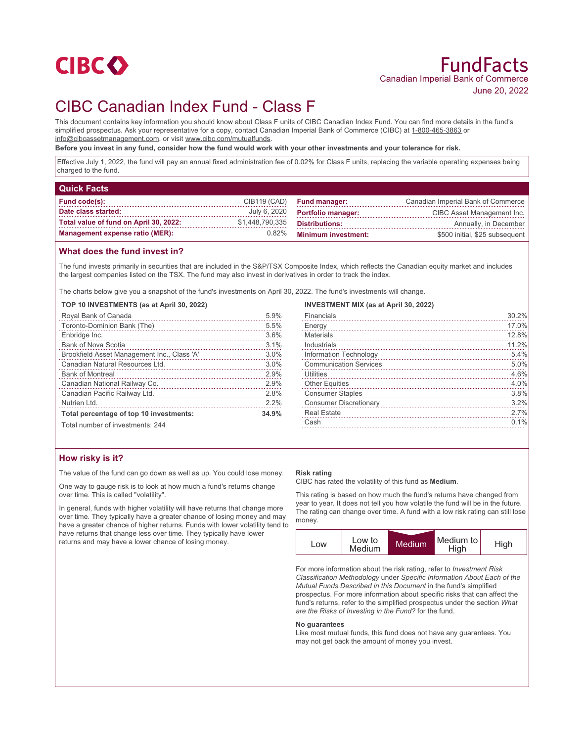CIBC

# FundFacts

Canadian Imperial Bank of Commerce

June 20, 2022

# CIBC Canadian Index Fund - Class F

This document contains key information you should know about Class F units of CIBC Canadian Index Fund. You can find more details in the fund's simplified prospectus. Ask your representative for a copy, contact Canadian Imperial Bank of Commerce (CIBC) at 1-800-465-3863 or info@cibcassetmanagement.com, or visit www.cibc.com/mutualfunds.

**Before you invest in any fund, consider how the fund would work with your other investments and your tolerance for risk.**

Effective July 1, 2022, the fund will pay an annual fixed administration fee of 0.02% for Class F units, replacing the variable operating expenses being charged to the fund.

## Quick Facts

| | | | |
|---|---|---|---|
| **Fund code(s):** | CIB119 (CAD) | **Fund manager:** | Canadian Imperial Bank of Commerce |
| **Date class started:** | July 6, 2020 | **Portfolio manager:** | CIBC Asset Management Inc. |
| **Total value of fund on April 30, 2022:** | $1,448,790,335 | **Distributions:** | Annually, in December |
| **Management expense ratio (MER):** | 0.82% | **Minimum investment:** | $500 initial, $25 subsequent |

## What does the fund invest in?

The fund invests primarily in securities that are included in the S&P/TSX Composite Index, which reflects the Canadian equity market and includes the largest companies listed on the TSX. The fund may also invest in derivatives in order to track the index.

The charts below give you a snapshot of the fund's investments on April 30, 2022. The fund's investments will change.

**TOP 10 INVESTMENTS (as at April 30, 2022)**

| | |
|---|---|
| Royal Bank of Canada | 5.9% |
| Toronto-Dominion Bank (The) | 5.5% |
| Enbridge Inc. | 3.6% |
| Bank of Nova Scotia | 3.1% |
| Brookfield Asset Management Inc., Class 'A' | 3.0% |
| Canadian Natural Resources Ltd. | 3.0% |
| Bank of Montreal | 2.9% |
| Canadian National Railway Co. | 2.9% |
| Canadian Pacific Railway Ltd. | 2.8% |
| Nutrien Ltd. | 2.2% |
| **Total percentage of top 10 investments:** | **34.9%** |

Total number of investments: 244

**INVESTMENT MIX (as at April 30, 2022)**

| | |
|---|---|
| Financials | 30.2% |
| Energy | 17.0% |
| Materials | 12.8% |
| Industrials | 11.2% |
| Information Technology | 5.4% |
| Communication Services | 5.0% |
| Utilities | 4.6% |
| Other Equities | 4.0% |
| Consumer Staples | 3.8% |
| Consumer Discretionary | 3.2% |
| Real Estate | 2.7% |
| Cash | 0.1% |

## How risky is it?

The value of the fund can go down as well as up. You could lose money.

One way to gauge risk is to look at how much a fund's returns change over time. This is called "volatility".

In general, funds with higher volatility will have returns that change more over time. They typically have a greater chance of losing money and may have a greater chance of higher returns. Funds with lower volatility tend to have returns that change less over time. They typically have lower returns and may have a lower chance of losing money.

**Risk rating**

CIBC has rated the volatility of this fund as **Medium**.

This rating is based on how much the fund's returns have changed from year to year. It does not tell you how volatile the fund will be in the future. The rating can change over time. A fund with a low risk rating can still lose money.

| Low | Low to Medium | **Medium** | Medium to High | High |
|---|---|---|---|---|

For more information about the risk rating, refer to *Investment Risk Classification Methodology* under *Specific Information About Each of the Mutual Funds Described in this Document* in the fund's simplified prospectus. For more information about specific risks that can affect the fund's returns, refer to the simplified prospectus under the section *What are the Risks of Investing in the Fund?* for the fund.

**No guarantees**

Like most mutual funds, this fund does not have any guarantees. You may not get back the amount of money you invest.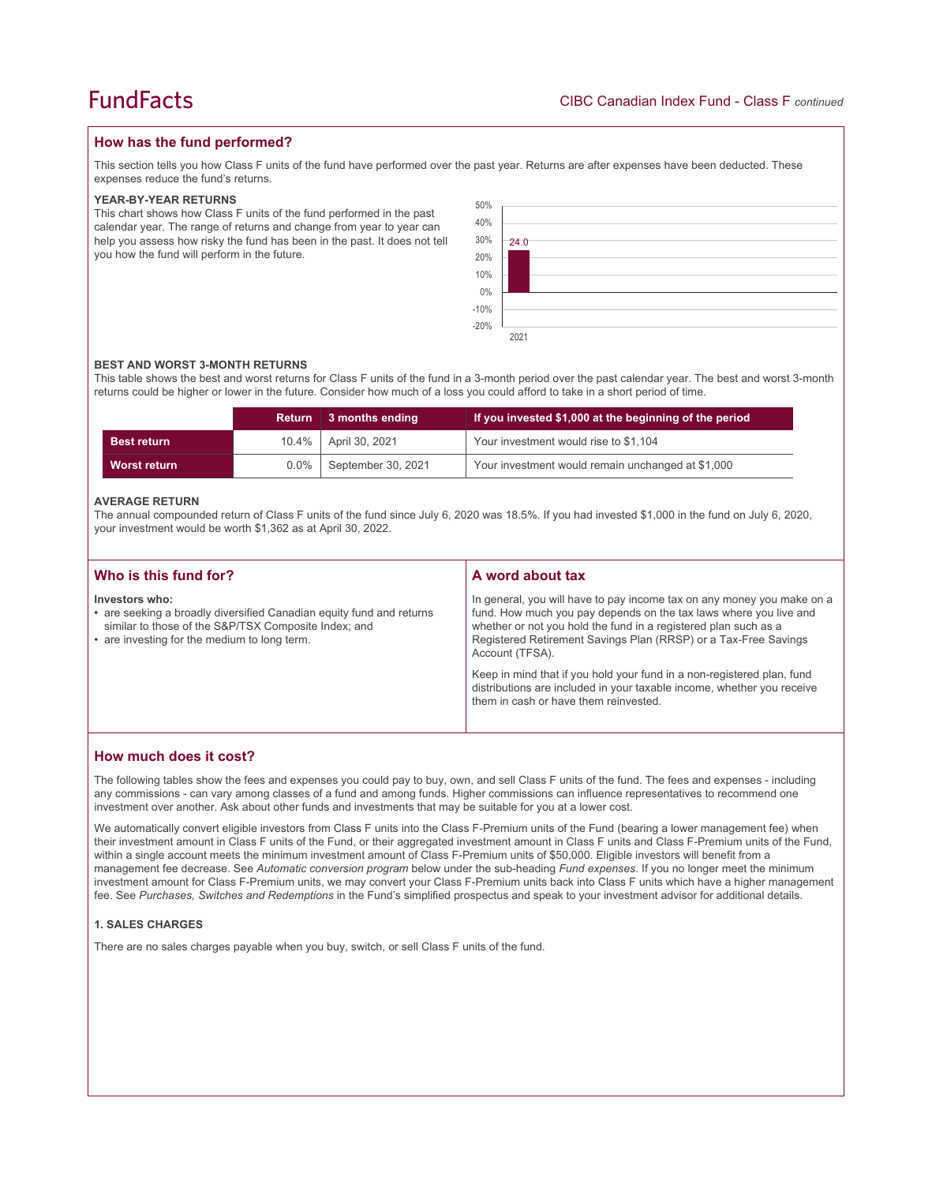## How has the fund performed?

This section tells you how Class F units of the fund have performed over the past year. Returns are after expenses have been deducted. These expenses reduce the fund's returns.

### YEAR-BY-YEAR RETURNS

This chart shows how Class F units of the fund performed in the past calendar year. The range of returns and change from year to year can help you assess how risky the fund has been in the past. It does not tell you how the fund will perform in the future.

| Year | Return (%) |
|---|---|
| 2021 | 24.0 |

### BEST AND WORST 3-MONTH RETURNS

This table shows the best and worst returns for Class F units of the fund in a 3-month period over the past calendar year. The best and worst 3-month returns could be higher or lower in the future. Consider how much of a loss you could afford to take in a short period of time.

| | Return | 3 months ending | If you invested $1,000 at the beginning of the period |
|---|---|---|---|
| **Best return** | 10.4% | April 30, 2021 | Your investment would rise to $1,104 |
| **Worst return** | 0.0% | September 30, 2021 | Your investment would remain unchanged at $1,000 |

### AVERAGE RETURN

The annual compounded return of Class F units of the fund since July 6, 2020 was 18.5%. If you had invested $1,000 in the fund on July 6, 2020, your investment would be worth $1,362 as at April 30, 2022.

## Who is this fund for?

**Investors who:**

- are seeking a broadly diversified Canadian equity fund and returns similar to those of the S&P/TSX Composite Index; and
- are investing for the medium to long term.

## A word about tax

In general, you will have to pay income tax on any money you make on a fund. How much you pay depends on the tax laws where you live and whether or not you hold the fund in a registered plan such as a Registered Retirement Savings Plan (RRSP) or a Tax-Free Savings Account (TFSA).

Keep in mind that if you hold your fund in a non-registered plan, fund distributions are included in your taxable income, whether you receive them in cash or have them reinvested.

## How much does it cost?

The following tables show the fees and expenses you could pay to buy, own, and sell Class F units of the fund. The fees and expenses - including any commissions - can vary among classes of a fund and among funds. Higher commissions can influence representatives to recommend one investment over another. Ask about other funds and investments that may be suitable for you at a lower cost.

We automatically convert eligible investors from Class F units into the Class F-Premium units of the Fund (bearing a lower management fee) when their investment amount in Class F units of the Fund, or their aggregated investment amount in Class F units and Class F-Premium units of the Fund, within a single account meets the minimum investment amount of Class F-Premium units of $50,000. Eligible investors will benefit from a management fee decrease. See *Automatic conversion program* below under the sub-heading *Fund expenses*. If you no longer meet the minimum investment amount for Class F-Premium units, we may convert your Class F-Premium units back into Class F units which have a higher management fee. See *Purchases, Switches and Redemptions* in the Fund's simplified prospectus and speak to your investment advisor for additional details.

### 1. SALES CHARGES

There are no sales charges payable when you buy, switch, or sell Class F units of the fund.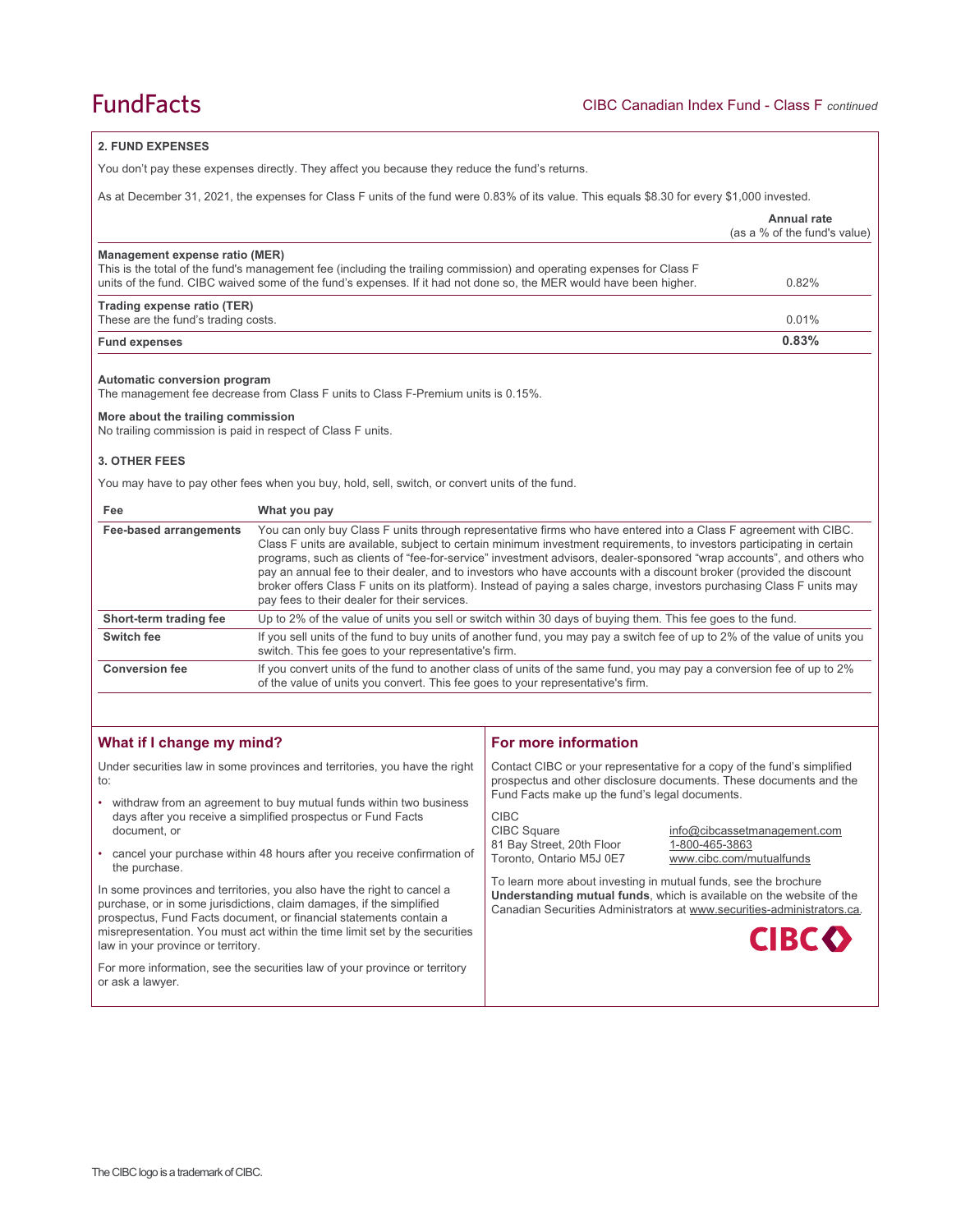## 2. FUND EXPENSES

You don't pay these expenses directly. They affect you because they reduce the fund's returns.

As at December 31, 2021, the expenses for Class F units of the fund were 0.83% of its value. This equals $8.30 for every $1,000 invested.

| | Annual rate (as a % of the fund's value) |
|---|---|
| **Management expense ratio (MER)** This is the total of the fund's management fee (including the trailing commission) and operating expenses for Class F units of the fund. CIBC waived some of the fund's expenses. If it had not done so, the MER would have been higher. | 0.82% |
| **Trading expense ratio (TER)** These are the fund's trading costs. | 0.01% |
| **Fund expenses** | **0.83%** |

**Automatic conversion program**
The management fee decrease from Class F units to Class F-Premium units is 0.15%.

**More about the trailing commission**
No trailing commission is paid in respect of Class F units.

## 3. OTHER FEES

You may have to pay other fees when you buy, hold, sell, switch, or convert units of the fund.

| Fee | What you pay |
|---|---|
| **Fee-based arrangements** | You can only buy Class F units through representative firms who have entered into a Class F agreement with CIBC. Class F units are available, subject to certain minimum investment requirements, to investors participating in certain programs, such as clients of "fee-for-service" investment advisors, dealer-sponsored "wrap accounts", and others who pay an annual fee to their dealer, and to investors who have accounts with a discount broker (provided the discount broker offers Class F units on its platform). Instead of paying a sales charge, investors purchasing Class F units may pay fees to their dealer for their services. |
| **Short-term trading fee** | Up to 2% of the value of units you sell or switch within 30 days of buying them. This fee goes to the fund. |
| **Switch fee** | If you sell units of the fund to buy units of another fund, you may pay a switch fee of up to 2% of the value of units you switch. This fee goes to your representative's firm. |
| **Conversion fee** | If you convert units of the fund to another class of units of the same fund, you may pay a conversion fee of up to 2% of the value of units you convert. This fee goes to your representative's firm. |

## What if I change my mind?

Under securities law in some provinces and territories, you have the right to:

- withdraw from an agreement to buy mutual funds within two business days after you receive a simplified prospectus or Fund Facts document, or
- cancel your purchase within 48 hours after you receive confirmation of the purchase.

In some provinces and territories, you also have the right to cancel a purchase, or in some jurisdictions, claim damages, if the simplified prospectus, Fund Facts document, or financial statements contain a misrepresentation. You must act within the time limit set by the securities law in your province or territory.

For more information, see the securities law of your province or territory or ask a lawyer.

## For more information

Contact CIBC or your representative for a copy of the fund's simplified prospectus and other disclosure documents. These documents and the Fund Facts make up the fund's legal documents.

CIBC
CIBC Square
81 Bay Street, 20th Floor
Toronto, Ontario M5J 0E7

info@cibcassetmanagement.com
1-800-465-3863
www.cibc.com/mutualfunds

To learn more about investing in mutual funds, see the brochure **Understanding mutual funds**, which is available on the website of the Canadian Securities Administrators at www.securities-administrators.ca.

CIBC

The CIBC logo is a trademark of CIBC.